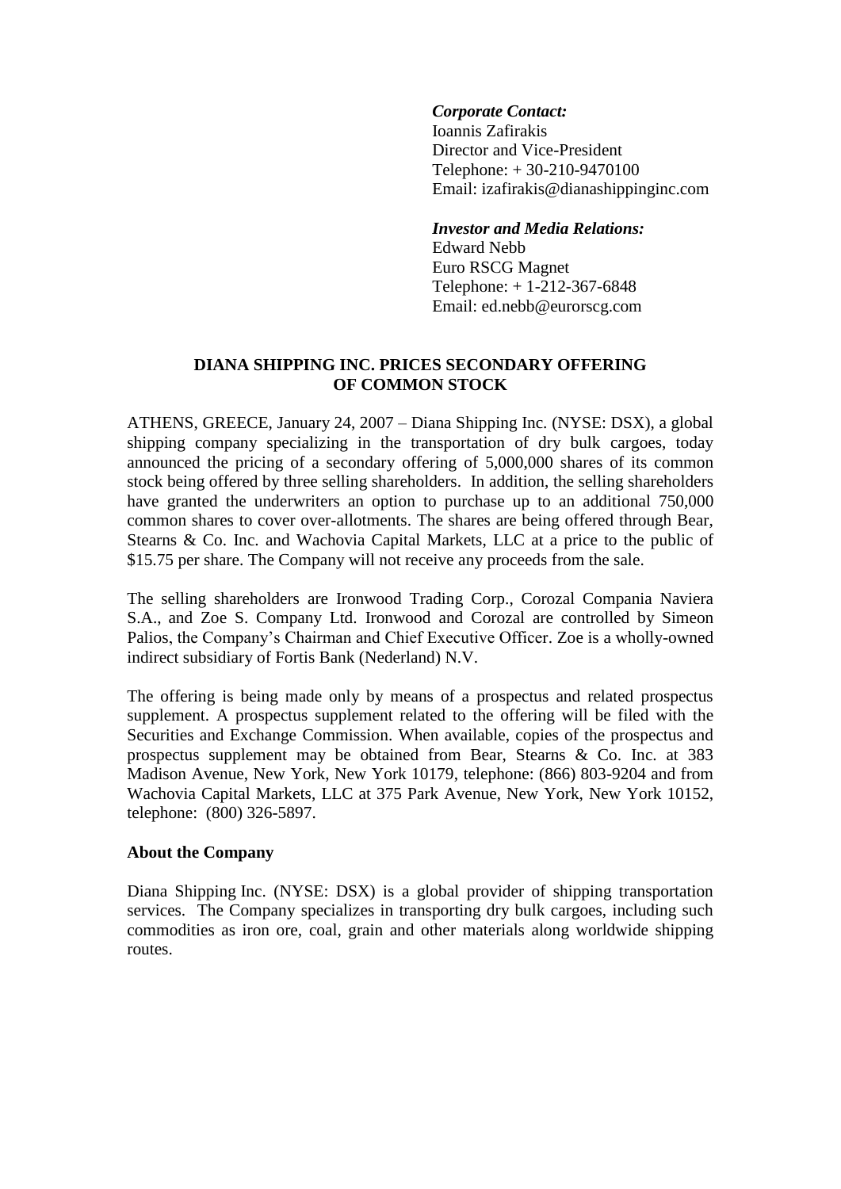***Corporate Contact:***
Ioannis Zafirakis
Director and Vice-President
Telephone: + 30-210-9470100
Email: izafirakis@dianashippinginc.com

***Investor and Media Relations:***
Edward Nebb
Euro RSCG Magnet
Telephone: + 1-212-367-6848
Email: ed.nebb@eurorscg.com

# DIANA SHIPPING INC. PRICES SECONDARY OFFERING OF COMMON STOCK

ATHENS, GREECE, January 24, 2007 – Diana Shipping Inc. (NYSE: DSX), a global shipping company specializing in the transportation of dry bulk cargoes, today announced the pricing of a secondary offering of 5,000,000 shares of its common stock being offered by three selling shareholders. In addition, the selling shareholders have granted the underwriters an option to purchase up to an additional 750,000 common shares to cover over-allotments. The shares are being offered through Bear, Stearns & Co. Inc. and Wachovia Capital Markets, LLC at a price to the public of $15.75 per share. The Company will not receive any proceeds from the sale.

The selling shareholders are Ironwood Trading Corp., Corozal Compania Naviera S.A., and Zoe S. Company Ltd. Ironwood and Corozal are controlled by Simeon Palios, the Company's Chairman and Chief Executive Officer. Zoe is a wholly-owned indirect subsidiary of Fortis Bank (Nederland) N.V.

The offering is being made only by means of a prospectus and related prospectus supplement. A prospectus supplement related to the offering will be filed with the Securities and Exchange Commission. When available, copies of the prospectus and prospectus supplement may be obtained from Bear, Stearns & Co. Inc. at 383 Madison Avenue, New York, New York 10179, telephone: (866) 803-9204 and from Wachovia Capital Markets, LLC at 375 Park Avenue, New York, New York 10152, telephone: (800) 326-5897.

**About the Company**

Diana Shipping Inc. (NYSE: DSX) is a global provider of shipping transportation services. The Company specializes in transporting dry bulk cargoes, including such commodities as iron ore, coal, grain and other materials along worldwide shipping routes.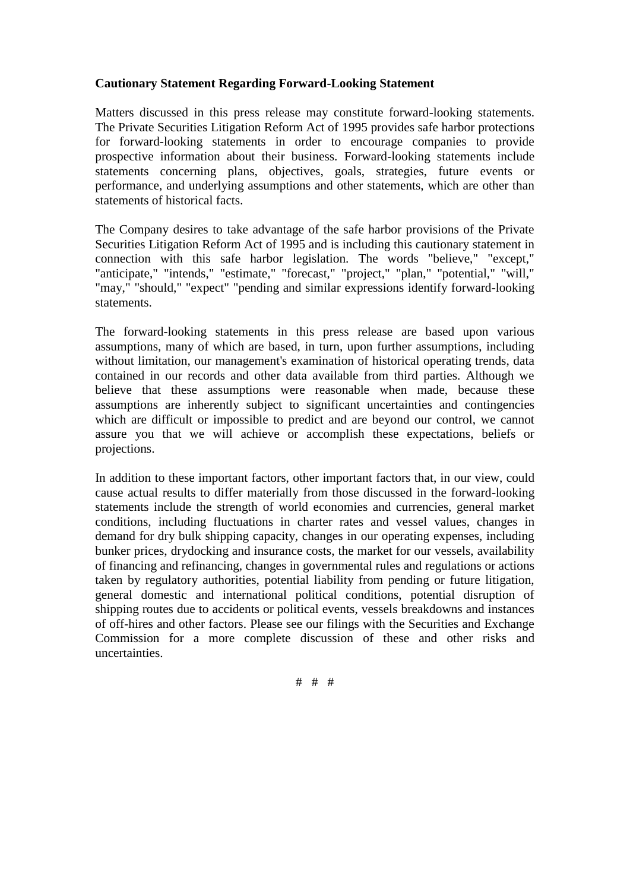**Cautionary Statement Regarding Forward-Looking Statement**

Matters discussed in this press release may constitute forward-looking statements. The Private Securities Litigation Reform Act of 1995 provides safe harbor protections for forward-looking statements in order to encourage companies to provide prospective information about their business. Forward-looking statements include statements concerning plans, objectives, goals, strategies, future events or performance, and underlying assumptions and other statements, which are other than statements of historical facts.

The Company desires to take advantage of the safe harbor provisions of the Private Securities Litigation Reform Act of 1995 and is including this cautionary statement in connection with this safe harbor legislation. The words "believe," "except," "anticipate," "intends," "estimate," "forecast," "project," "plan," "potential," "will," "may," "should," "expect" "pending and similar expressions identify forward-looking statements.

The forward-looking statements in this press release are based upon various assumptions, many of which are based, in turn, upon further assumptions, including without limitation, our management's examination of historical operating trends, data contained in our records and other data available from third parties. Although we believe that these assumptions were reasonable when made, because these assumptions are inherently subject to significant uncertainties and contingencies which are difficult or impossible to predict and are beyond our control, we cannot assure you that we will achieve or accomplish these expectations, beliefs or projections.

In addition to these important factors, other important factors that, in our view, could cause actual results to differ materially from those discussed in the forward-looking statements include the strength of world economies and currencies, general market conditions, including fluctuations in charter rates and vessel values, changes in demand for dry bulk shipping capacity, changes in our operating expenses, including bunker prices, drydocking and insurance costs, the market for our vessels, availability of financing and refinancing, changes in governmental rules and regulations or actions taken by regulatory authorities, potential liability from pending or future litigation, general domestic and international political conditions, potential disruption of shipping routes due to accidents or political events, vessels breakdowns and instances of off-hires and other factors. Please see our filings with the Securities and Exchange Commission for a more complete discussion of these and other risks and uncertainties.

# # #